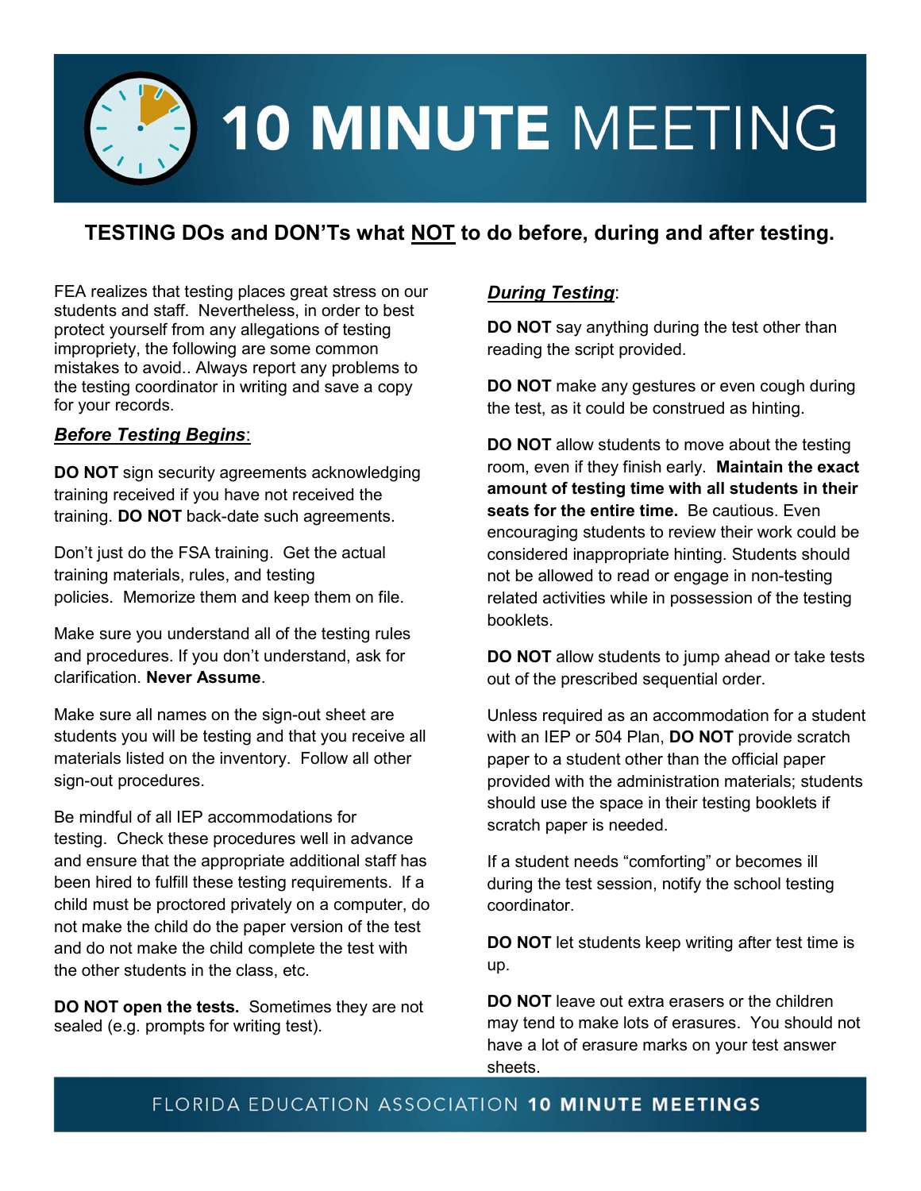// Header banner
# 10 MINUTE MEETING

## TESTING DOs and DON'Ts what NOT to do before, during and after testing.

FEA realizes that testing places great stress on our students and staff. Nevertheless, in order to best protect yourself from any allegations of testing impropriety, the following are some common mistakes to avoid.. Always report any problems to the testing coordinator in writing and save a copy for your records.

### ***Before Testing Begins***:

**DO NOT** sign security agreements acknowledging training received if you have not received the training. **DO NOT** back-date such agreements.

Don't just do the FSA training. Get the actual training materials, rules, and testing policies. Memorize them and keep them on file.

Make sure you understand all of the testing rules and procedures. If you don't understand, ask for clarification. **Never Assume**.

Make sure all names on the sign-out sheet are students you will be testing and that you receive all materials listed on the inventory. Follow all other sign-out procedures.

Be mindful of all IEP accommodations for testing. Check these procedures well in advance and ensure that the appropriate additional staff has been hired to fulfill these testing requirements. If a child must be proctored privately on a computer, do not make the child do the paper version of the test and do not make the child complete the test with the other students in the class, etc.

**DO NOT open the tests.** Sometimes they are not sealed (e.g. prompts for writing test).

### ***During Testing***:

**DO NOT** say anything during the test other than reading the script provided.

**DO NOT** make any gestures or even cough during the test, as it could be construed as hinting.

**DO NOT** allow students to move about the testing room, even if they finish early. **Maintain the exact amount of testing time with all students in their seats for the entire time.** Be cautious. Even encouraging students to review their work could be considered inappropriate hinting. Students should not be allowed to read or engage in non-testing related activities while in possession of the testing booklets.

**DO NOT** allow students to jump ahead or take tests out of the prescribed sequential order.

Unless required as an accommodation for a student with an IEP or 504 Plan, **DO NOT** provide scratch paper to a student other than the official paper provided with the administration materials; students should use the space in their testing booklets if scratch paper is needed.

If a student needs "comforting" or becomes ill during the test session, notify the school testing coordinator.

**DO NOT** let students keep writing after test time is up.

**DO NOT** leave out extra erasers or the children may tend to make lots of erasures. You should not have a lot of erasure marks on your test answer sheets.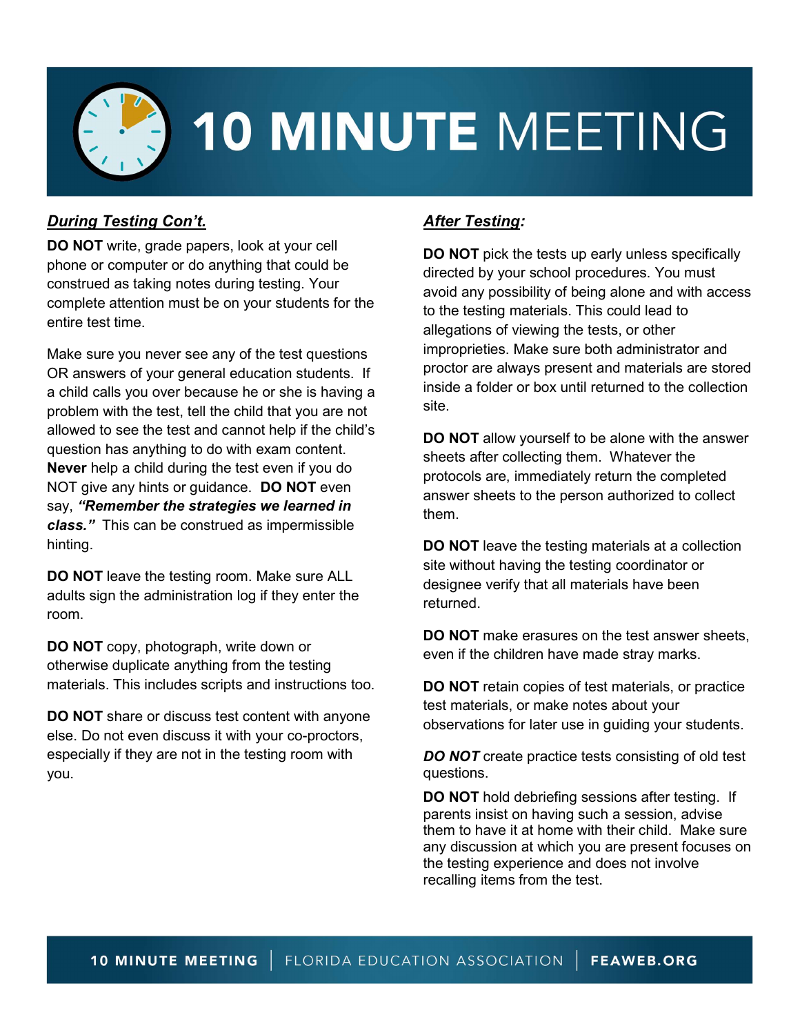# 10 MINUTE MEETING

***During Testing Con't.***

**DO NOT** write, grade papers, look at your cell phone or computer or do anything that could be construed as taking notes during testing. Your complete attention must be on your students for the entire test time.

Make sure you never see any of the test questions OR answers of your general education students. If a child calls you over because he or she is having a problem with the test, tell the child that you are not allowed to see the test and cannot help if the child's question has anything to do with exam content. **Never** help a child during the test even if you do NOT give any hints or guidance. **DO NOT** even say, ***"Remember the strategies we learned in class."*** This can be construed as impermissible hinting.

**DO NOT** leave the testing room. Make sure ALL adults sign the administration log if they enter the room.

**DO NOT** copy, photograph, write down or otherwise duplicate anything from the testing materials. This includes scripts and instructions too.

**DO NOT** share or discuss test content with anyone else. Do not even discuss it with your co-proctors, especially if they are not in the testing room with you.

***After Testing:***

**DO NOT** pick the tests up early unless specifically directed by your school procedures. You must avoid any possibility of being alone and with access to the testing materials. This could lead to allegations of viewing the tests, or other improprieties. Make sure both administrator and proctor are always present and materials are stored inside a folder or box until returned to the collection site.

**DO NOT** allow yourself to be alone with the answer sheets after collecting them. Whatever the protocols are, immediately return the completed answer sheets to the person authorized to collect them.

**DO NOT** leave the testing materials at a collection site without having the testing coordinator or designee verify that all materials have been returned.

**DO NOT** make erasures on the test answer sheets, even if the children have made stray marks.

**DO NOT** retain copies of test materials, or practice test materials, or make notes about your observations for later use in guiding your students.

***DO NOT*** create practice tests consisting of old test questions.

**DO NOT** hold debriefing sessions after testing. If parents insist on having such a session, advise them to have it at home with their child. Make sure any discussion at which you are present focuses on the testing experience and does not involve recalling items from the test.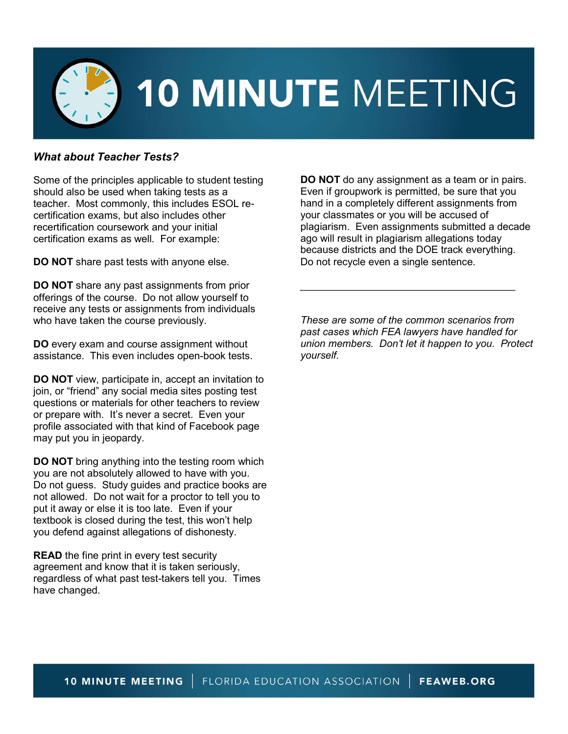# 10 MINUTE MEETING

***What about Teacher Tests?***

Some of the principles applicable to student testing should also be used when taking tests as a teacher. Most commonly, this includes ESOL re-certification exams, but also includes other recertification coursework and your initial certification exams as well. For example:

**DO NOT** share past tests with anyone else.

**DO NOT** share any past assignments from prior offerings of the course. Do not allow yourself to receive any tests or assignments from individuals who have taken the course previously.

**DO** every exam and course assignment without assistance. This even includes open-book tests.

**DO NOT** view, participate in, accept an invitation to join, or "friend" any social media sites posting test questions or materials for other teachers to review or prepare with. It's never a secret. Even your profile associated with that kind of Facebook page may put you in jeopardy.

**DO NOT** bring anything into the testing room which you are not absolutely allowed to have with you. Do not guess. Study guides and practice books are not allowed. Do not wait for a proctor to tell you to put it away or else it is too late. Even if your textbook is closed during the test, this won't help you defend against allegations of dishonesty.

**READ** the fine print in every test security agreement and know that it is taken seriously, regardless of what past test-takers tell you. Times have changed.

**DO NOT** do any assignment as a team or in pairs. Even if groupwork is permitted, be sure that you hand in a completely different assignments from your classmates or you will be accused of plagiarism. Even assignments submitted a decade ago will result in plagiarism allegations today because districts and the DOE track everything. Do not recycle even a single sentence.

---

*These are some of the common scenarios from past cases which FEA lawyers have handled for union members. Don't let it happen to you. Protect yourself.*